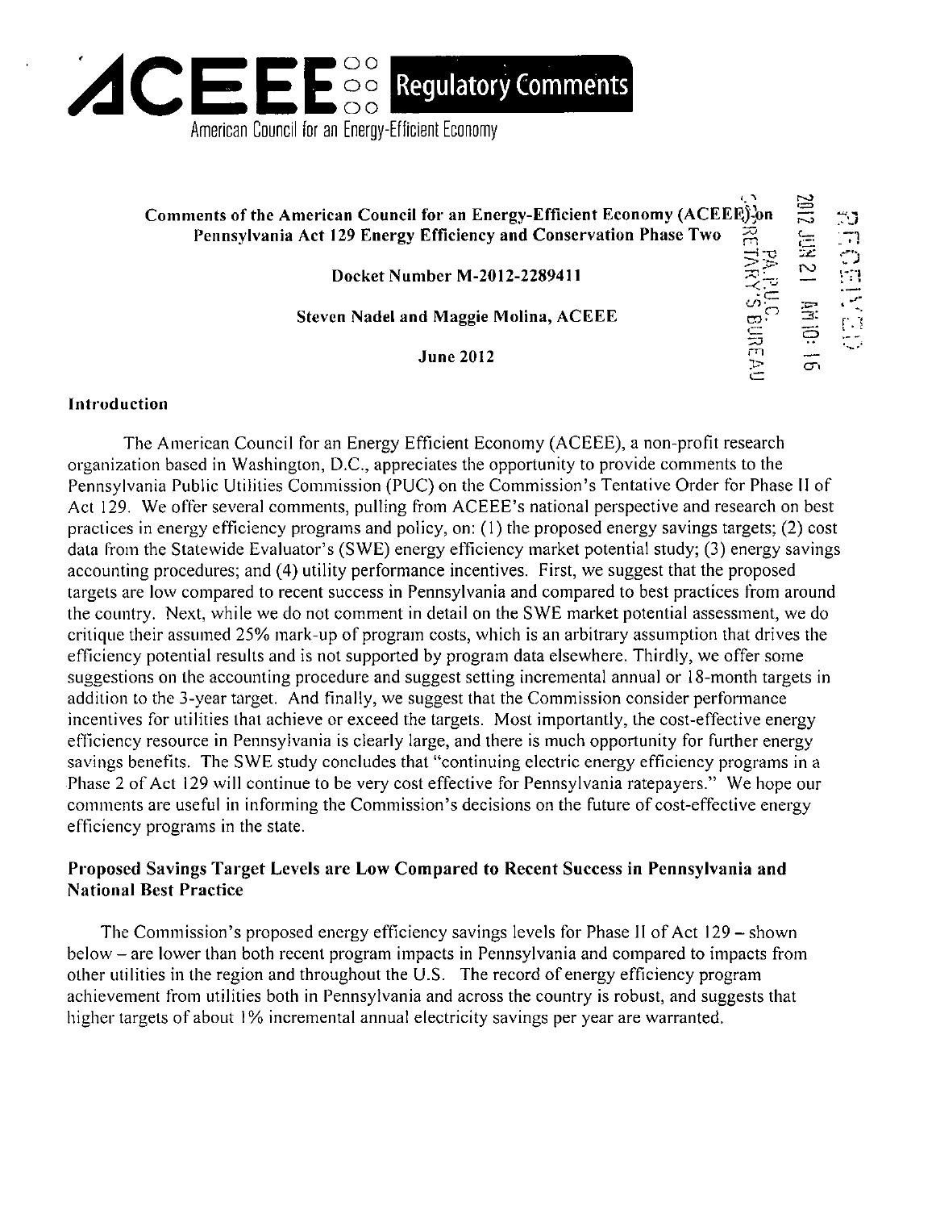# ACEEE Regulatory Comments

American Council for an Energy-Efficient Economy

**Comments of the American Council for an Energy-Efficient Economy (ACEEE) on Pennsylvania Act 129 Energy Efficiency and Conservation Phase Two**

**Docket Number M-2012-2289411**

**Steven Nadel and Maggie Molina, ACEEE**

**June 2012**

## Introduction

The American Council for an Energy Efficient Economy (ACEEE), a non-profit research organization based in Washington, D.C., appreciates the opportunity to provide comments to the Pennsylvania Public Utilities Commission (PUC) on the Commission's Tentative Order for Phase II of Act 129. We offer several comments, pulling from ACEEE's national perspective and research on best practices in energy efficiency programs and policy, on: (1) the proposed energy savings targets; (2) cost data from the Statewide Evaluator's (SWE) energy efficiency market potential study; (3) energy savings accounting procedures; and (4) utility performance incentives. First, we suggest that the proposed targets are low compared to recent success in Pennsylvania and compared to best practices from around the country. Next, while we do not comment in detail on the SWE market potential assessment, we do critique their assumed 25% mark-up of program costs, which is an arbitrary assumption that drives the efficiency potential results and is not supported by program data elsewhere. Thirdly, we offer some suggestions on the accounting procedure and suggest setting incremental annual or 18-month targets in addition to the 3-year target. And finally, we suggest that the Commission consider performance incentives for utilities that achieve or exceed the targets. Most importantly, the cost-effective energy efficiency resource in Pennsylvania is clearly large, and there is much opportunity for further energy savings benefits. The SWE study concludes that "continuing electric energy efficiency programs in a Phase 2 of Act 129 will continue to be very cost effective for Pennsylvania ratepayers." We hope our comments are useful in informing the Commission's decisions on the future of cost-effective energy efficiency programs in the state.

## Proposed Savings Target Levels are Low Compared to Recent Success in Pennsylvania and National Best Practice

The Commission's proposed energy efficiency savings levels for Phase II of Act 129 – shown below – are lower than both recent program impacts in Pennsylvania and compared to impacts from other utilities in the region and throughout the U.S. The record of energy efficiency program achievement from utilities both in Pennsylvania and across the country is robust, and suggests that higher targets of about 1% incremental annual electricity savings per year are warranted.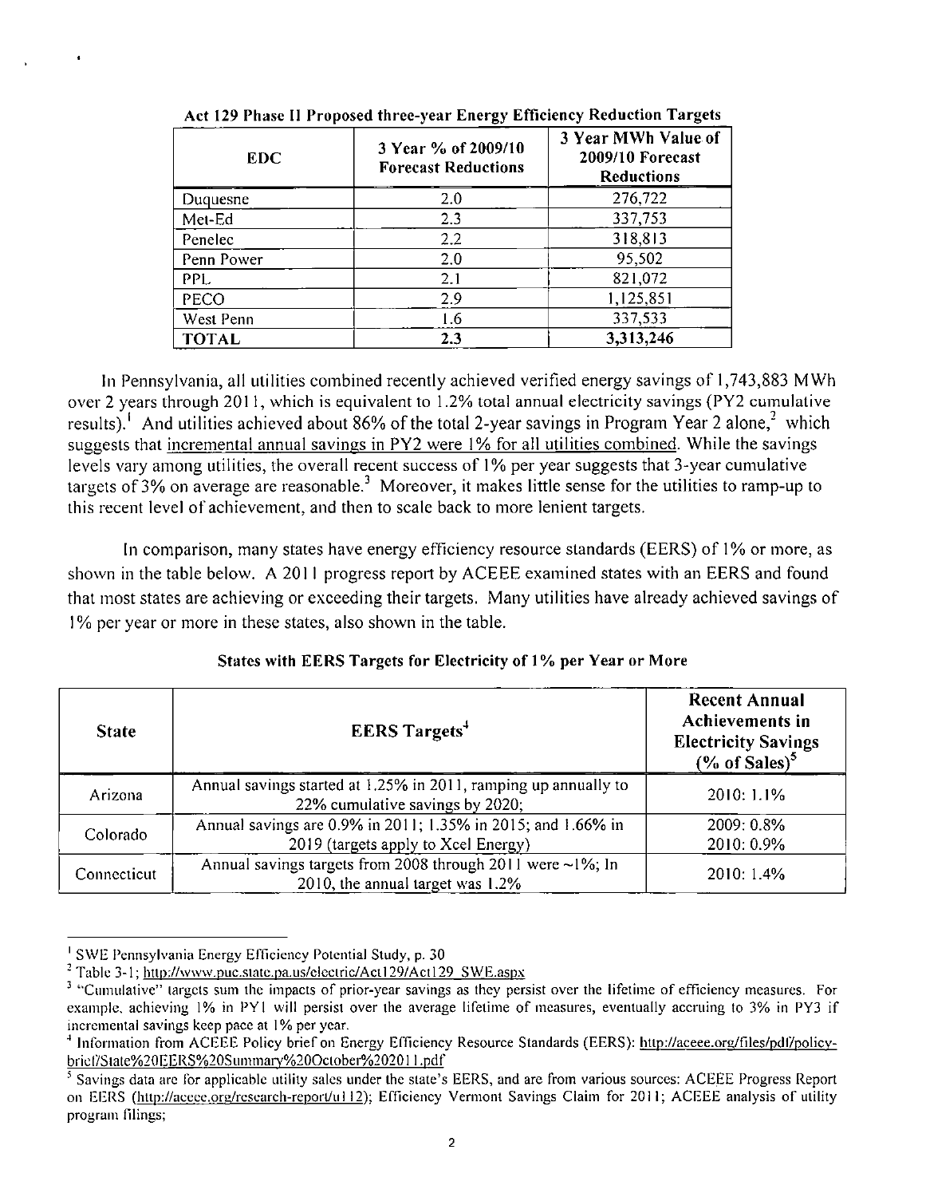**Act 129 Phase II Proposed three-year Energy Efficiency Reduction Targets**

| EDC | 3 Year % of 2009/10 Forecast Reductions | 3 Year MWh Value of 2009/10 Forecast Reductions |
|---|---|---|
| Duquesne | 2.0 | 276,722 |
| Met-Ed | 2.3 | 337,753 |
| Penelec | 2.2 | 318,813 |
| Penn Power | 2.0 | 95,502 |
| PPL | 2.1 | 821,072 |
| PECO | 2.9 | 1,125,851 |
| West Penn | 1.6 | 337,533 |
| **TOTAL** | **2.3** | **3,313,246** |

In Pennsylvania, all utilities combined recently achieved verified energy savings of 1,743,883 MWh over 2 years through 2011, which is equivalent to 1.2% total annual electricity savings (PY2 cumulative results).[1] And utilities achieved about 86% of the total 2-year savings in Program Year 2 alone,[2] which suggests that <u>incremental annual savings in PY2 were 1% for all utilities combined</u>. While the savings levels vary among utilities, the overall recent success of 1% per year suggests that 3-year cumulative targets of 3% on average are reasonable.[3] Moreover, it makes little sense for the utilities to ramp-up to this recent level of achievement, and then to scale back to more lenient targets.

In comparison, many states have energy efficiency resource standards (EERS) of 1% or more, as shown in the table below. A 2011 progress report by ACEEE examined states with an EERS and found that most states are achieving or exceeding their targets. Many utilities have already achieved savings of 1% per year or more in these states, also shown in the table.

**States with EERS Targets for Electricity of 1% per Year or More**

| State | EERS Targets[4] | Recent Annual Achievements in Electricity Savings (% of Sales)[5] |
|---|---|---|
| Arizona | Annual savings started at 1.25% in 2011, ramping up annually to 22% cumulative savings by 2020; | 2010: 1.1% |
| Colorado | Annual savings are 0.9% in 2011; 1.35% in 2015; and 1.66% in 2019 (targets apply to Xcel Energy) | 2009: 0.8%<br>2010: 0.9% |
| Connecticut | Annual savings targets from 2008 through 2011 were ~1%; In 2010, the annual target was 1.2% | 2010: 1.4% |

[1] SWE Pennsylvania Energy Efficiency Potential Study, p. 30

[2] Table 3-1; http://www.puc.state.pa.us/electric/Act129/Act129_SWE.aspx

[3] "Cumulative" targets sum the impacts of prior-year savings as they persist over the lifetime of efficiency measures. For example, achieving 1% in PY1 will persist over the average lifetime of measures, eventually accruing to 3% in PY3 if incremental savings keep pace at 1% per year.

[4] Information from ACEEE Policy brief on Energy Efficiency Resource Standards (EERS): http://aceee.org/files/pdf/policy-brief/State%20EERS%20Summary%20October%202011.pdf

[5] Savings data are for applicable utility sales under the state's EERS, and are from various sources: ACEEE Progress Report on EERS (http://aceee.org/research-report/u112); Efficiency Vermont Savings Claim for 2011; ACEEE analysis of utility program filings;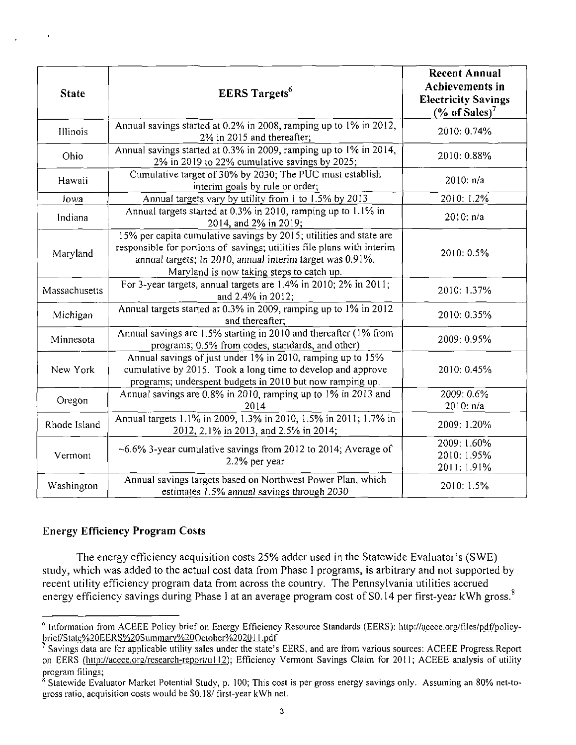| State | EERS Targets[6] | Recent Annual Achievements in Electricity Savings (% of Sales)[7] |
|---|---|---|
| Illinois | Annual savings started at 0.2% in 2008, ramping up to 1% in 2012, 2% in 2015 and thereafter; | 2010: 0.74% |
| Ohio | Annual savings started at 0.3% in 2009, ramping up to 1% in 2014, 2% in 2019 to 22% cumulative savings by 2025; | 2010: 0.88% |
| Hawaii | Cumulative target of 30% by 2030; The PUC must establish interim goals by rule or order; | 2010: n/a |
| Iowa | Annual targets vary by utility from 1 to 1.5% by 2013 | 2010: 1.2% |
| Indiana | Annual targets started at 0.3% in 2010, ramping up to 1.1% in 2014, and 2% in 2019; | 2010: n/a |
| Maryland | 15% per capita cumulative savings by 2015; utilities and state are responsible for portions of savings; utilities file plans with interim annual targets; In 2010, annual interim target was 0.91%. Maryland is now taking steps to catch up. | 2010: 0.5% |
| Massachusetts | For 3-year targets, annual targets are 1.4% in 2010; 2% in 2011; and 2.4% in 2012; | 2010: 1.37% |
| Michigan | Annual targets started at 0.3% in 2009, ramping up to 1% in 2012 and thereafter; | 2010: 0.35% |
| Minnesota | Annual savings are 1.5% starting in 2010 and thereafter (1% from programs; 0.5% from codes, standards, and other) | 2009: 0.95% |
| New York | Annual savings of just under 1% in 2010, ramping up to 15% cumulative by 2015. Took a long time to develop and approve programs; underspent budgets in 2010 but now ramping up. | 2010: 0.45% |
| Oregon | Annual savings are 0.8% in 2010, ramping up to 1% in 2013 and 2014 | 2009: 0.6%<br>2010: n/a |
| Rhode Island | Annual targets 1.1% in 2009, 1.3% in 2010, 1.5% in 2011; 1.7% in 2012, 2.1% in 2013, and 2.5% in 2014; | 2009: 1.20% |
| Vermont | ~6.6% 3-year cumulative savings from 2012 to 2014; Average of 2.2% per year | 2009: 1.60%<br>2010: 1.95%<br>2011: 1.91% |
| Washington | Annual savings targets based on Northwest Power Plan, which estimates 1.5% annual savings through 2030 | 2010: 1.5% |

### Energy Efficiency Program Costs

The energy efficiency acquisition costs 25% adder used in the Statewide Evaluator's (SWE) study, which was added to the actual cost data from Phase I programs, is arbitrary and not supported by recent utility efficiency program data from across the country. The Pennsylvania utilities accrued energy efficiency savings during Phase I at an average program cost of $0.14 per first-year kWh gross.[8]

---

[6] Information from ACEEE Policy brief on Energy Efficiency Resource Standards (EERS): http://aceee.org/files/pdf/policy-brief/State%20EERS%20Summary%20October%202011.pdf

[7] Savings data are for applicable utility sales under the state's EERS, and are from various sources: ACEEE Progress Report on EERS (http://aceee.org/research-report/u112); Efficiency Vermont Savings Claim for 2011; ACEEE analysis of utility program filings;

[8] Statewide Evaluator Market Potential Study, p. 100; This cost is per gross energy savings only. Assuming an 80% net-to-gross ratio, acquisition costs would be $0.18/ first-year kWh net.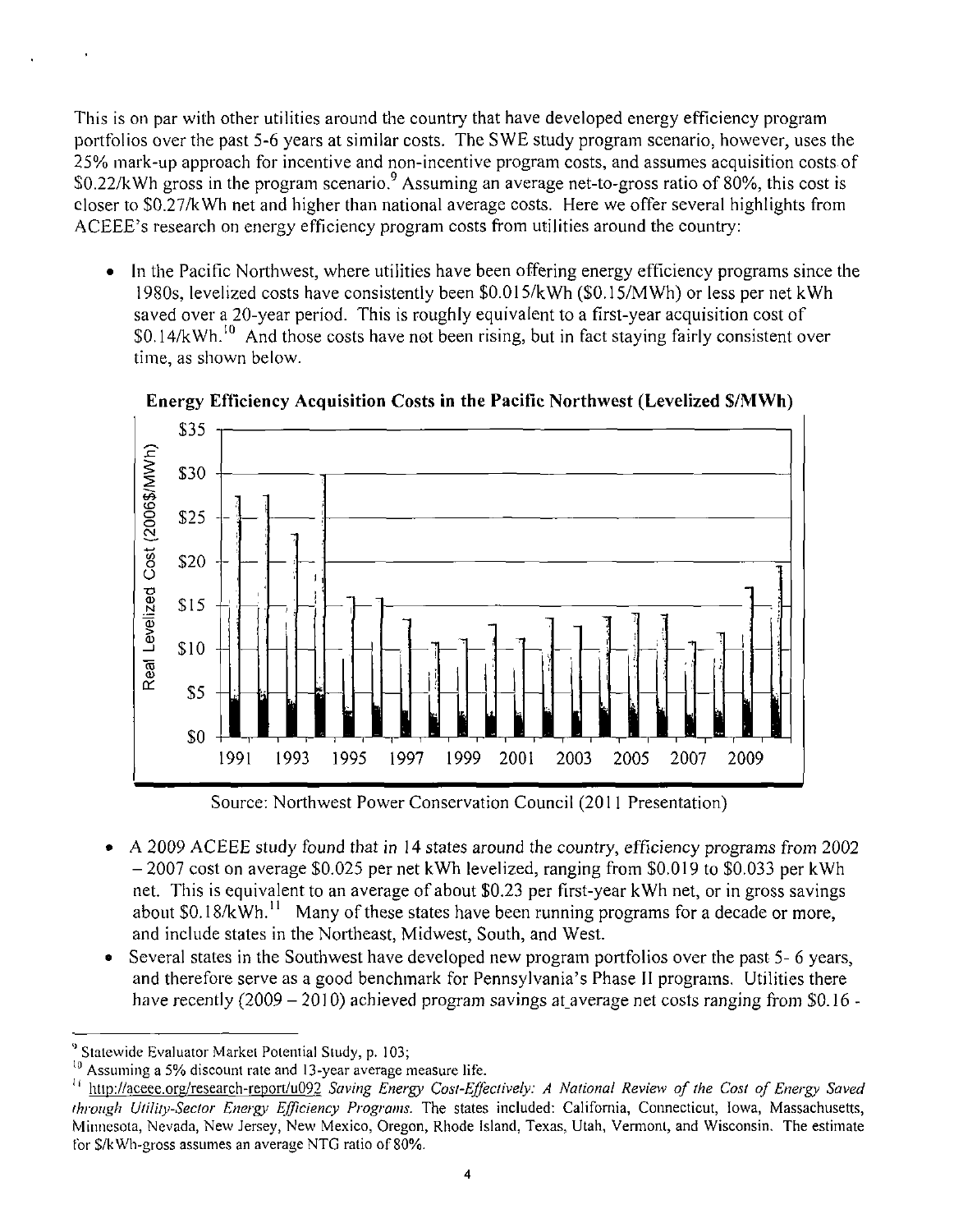This is on par with other utilities around the country that have developed energy efficiency program portfolios over the past 5-6 years at similar costs. The SWE study program scenario, however, uses the 25% mark-up approach for incentive and non-incentive program costs, and assumes acquisition costs of $0.22/kWh gross in the program scenario.[9] Assuming an average net-to-gross ratio of 80%, this cost is closer to $0.27/kWh net and higher than national average costs. Here we offer several highlights from ACEEE's research on energy efficiency program costs from utilities around the country:

- In the Pacific Northwest, where utilities have been offering energy efficiency programs since the 1980s, levelized costs have consistently been $0.015/kWh ($0.15/MWh) or less per net kWh saved over a 20-year period. This is roughly equivalent to a first-year acquisition cost of $0.14/kWh.[10] And those costs have not been rising, but in fact staying fairly consistent over time, as shown below.

**Energy Efficiency Acquisition Costs in the Pacific Northwest (Levelized $/MWh)**

Source: Northwest Power Conservation Council (2011 Presentation)

- A 2009 ACEEE study found that in 14 states around the country, efficiency programs from 2002 – 2007 cost on average $0.025 per net kWh levelized, ranging from $0.019 to $0.033 per kWh net. This is equivalent to an average of about $0.23 per first-year kWh net, or in gross savings about $0.18/kWh.[11] Many of these states have been running programs for a decade or more, and include states in the Northeast, Midwest, South, and West.
- Several states in the Southwest have developed new program portfolios over the past 5- 6 years, and therefore serve as a good benchmark for Pennsylvania's Phase II programs. Utilities there have recently (2009 – 2010) achieved program savings at average net costs ranging from $0.16 -

---

[9] Statewide Evaluator Market Potential Study, p. 103;

[10] Assuming a 5% discount rate and 13-year average measure life.

[11] http://aceee.org/research-report/u092 *Saving Energy Cost-Effectively: A National Review of the Cost of Energy Saved through Utility-Sector Energy Efficiency Programs.* The states included: California, Connecticut, Iowa, Massachusetts, Minnesota, Nevada, New Jersey, New Mexico, Oregon, Rhode Island, Texas, Utah, Vermont, and Wisconsin. The estimate for $/kWh-gross assumes an average NTG ratio of 80%.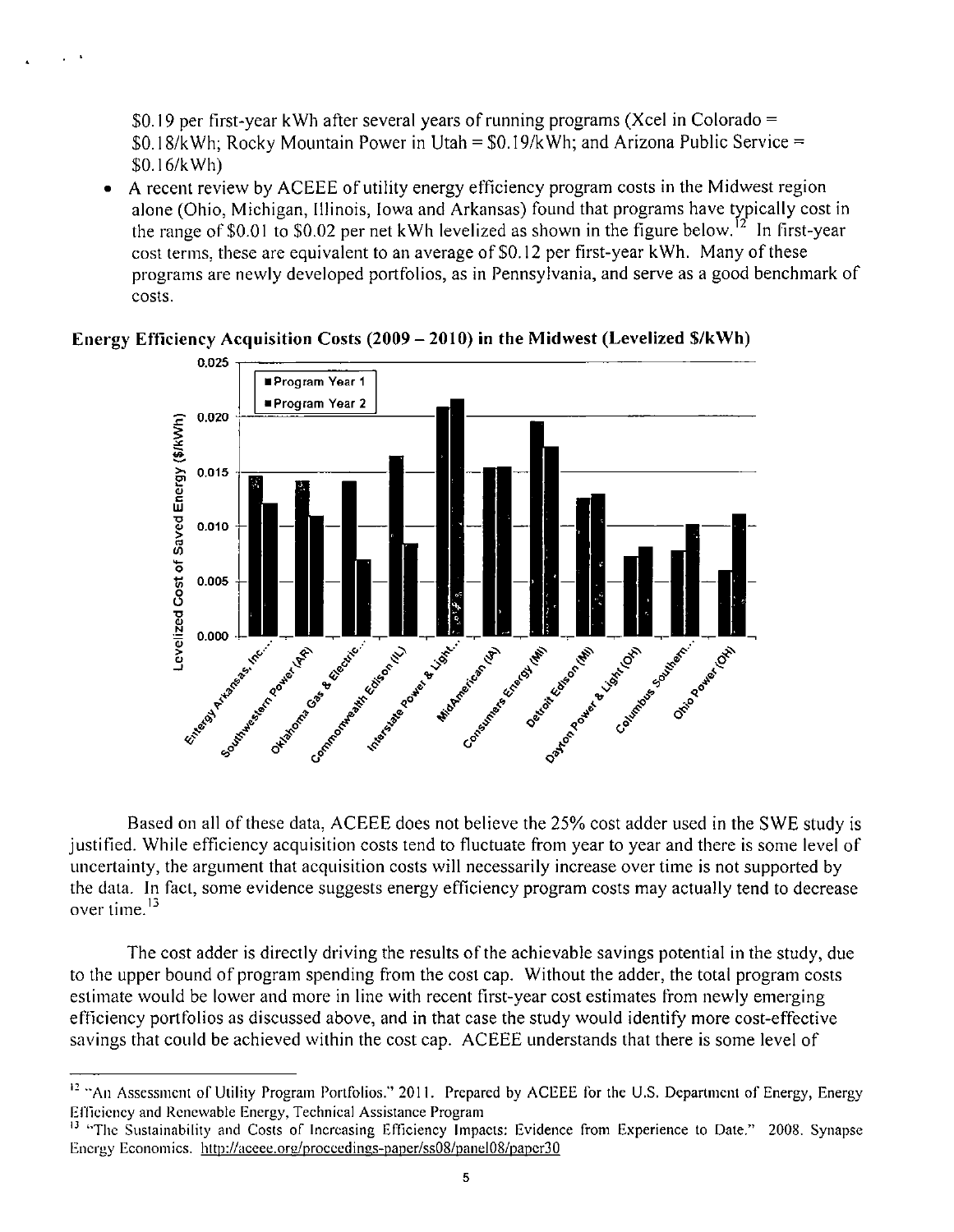$0.19 per first-year kWh after several years of running programs (Xcel in Colorado = $0.18/kWh; Rocky Mountain Power in Utah = $0.19/kWh; and Arizona Public Service = $0.16/kWh)

- A recent review by ACEEE of utility energy efficiency program costs in the Midwest region alone (Ohio, Michigan, Illinois, Iowa and Arkansas) found that programs have typically cost in the range of $0.01 to $0.02 per net kWh levelized as shown in the figure below.[12] In first-year cost terms, these are equivalent to an average of $0.12 per first-year kWh. Many of these programs are newly developed portfolios, as in Pennsylvania, and serve as a good benchmark of costs.

**Energy Efficiency Acquisition Costs (2009 – 2010) in the Midwest (Levelized $/kWh)**

| Utility | Program Year 1 | Program Year 2 |
|---|---|---|
| Entergy Arkansas, Inc.... | 0.0147 | 0.0122 |
| Southwestern Power (AR) | 0.0142 | 0.0110 |
| Oklahoma Gas & Electric... | 0.0142 | 0.0070 |
| Commonwealth Edison (IL) | 0.0165 | 0.0085 |
| Interstate Power & Light... | 0.0210 | 0.0217 |
| MidAmerican (IA) | 0.0155 | 0.0155 |
| Consumers Energy (MI) | 0.0197 | 0.0173 |
| Detroit Edison (MI) | 0.0125 | 0.0130 |
| Dayton Power & Light (OH) | 0.0073 | 0.0081 |
| Columbus Southern... | 0.0078 | 0.0102 |
| Ohio Power (OH) | 0.0060 | 0.0111 |

Based on all of these data, ACEEE does not believe the 25% cost adder used in the SWE study is justified. While efficiency acquisition costs tend to fluctuate from year to year and there is some level of uncertainty, the argument that acquisition costs will necessarily increase over time is not supported by the data. In fact, some evidence suggests energy efficiency program costs may actually tend to decrease over time.[13]

The cost adder is directly driving the results of the achievable savings potential in the study, due to the upper bound of program spending from the cost cap. Without the adder, the total program costs estimate would be lower and more in line with recent first-year cost estimates from newly emerging efficiency portfolios as discussed above, and in that case the study would identify more cost-effective savings that could be achieved within the cost cap. ACEEE understands that there is some level of

---

[12] "An Assessment of Utility Program Portfolios." 2011. Prepared by ACEEE for the U.S. Department of Energy, Energy Efficiency and Renewable Energy, Technical Assistance Program

[13] "The Sustainability and Costs of Increasing Efficiency Impacts: Evidence from Experience to Date." 2008. Synapse Energy Economics. http://aceee.org/proceedings-paper/ss08/panel08/paper30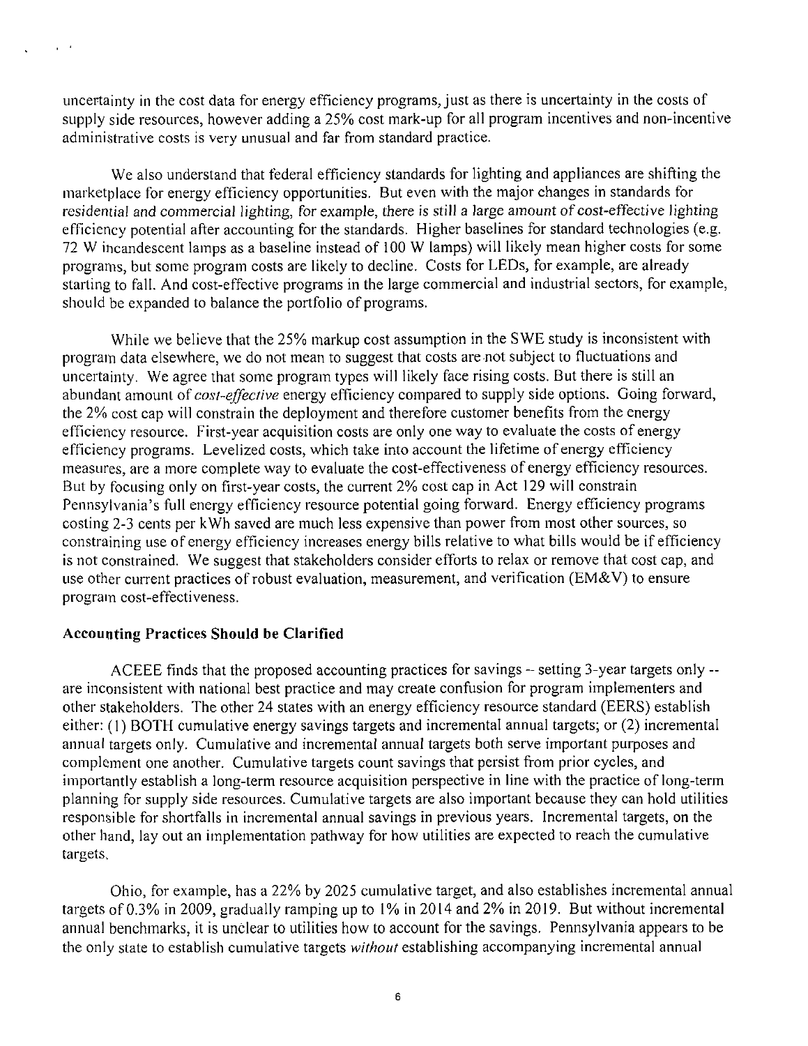uncertainty in the cost data for energy efficiency programs, just as there is uncertainty in the costs of supply side resources, however adding a 25% cost mark-up for all program incentives and non-incentive administrative costs is very unusual and far from standard practice.

We also understand that federal efficiency standards for lighting and appliances are shifting the marketplace for energy efficiency opportunities. But even with the major changes in standards for residential and commercial lighting, for example, there is still a large amount of cost-effective lighting efficiency potential after accounting for the standards. Higher baselines for standard technologies (e.g. 72 W incandescent lamps as a baseline instead of 100 W lamps) will likely mean higher costs for some programs, but some program costs are likely to decline. Costs for LEDs, for example, are already starting to fall. And cost-effective programs in the large commercial and industrial sectors, for example, should be expanded to balance the portfolio of programs.

While we believe that the 25% markup cost assumption in the SWE study is inconsistent with program data elsewhere, we do not mean to suggest that costs are not subject to fluctuations and uncertainty. We agree that some program types will likely face rising costs. But there is still an abundant amount of *cost-effective* energy efficiency compared to supply side options. Going forward, the 2% cost cap will constrain the deployment and therefore customer benefits from the energy efficiency resource. First-year acquisition costs are only one way to evaluate the costs of energy efficiency programs. Levelized costs, which take into account the lifetime of energy efficiency measures, are a more complete way to evaluate the cost-effectiveness of energy efficiency resources. But by focusing only on first-year costs, the current 2% cost cap in Act 129 will constrain Pennsylvania's full energy efficiency resource potential going forward. Energy efficiency programs costing 2-3 cents per kWh saved are much less expensive than power from most other sources, so constraining use of energy efficiency increases energy bills relative to what bills would be if efficiency is not constrained. We suggest that stakeholders consider efforts to relax or remove that cost cap, and use other current practices of robust evaluation, measurement, and verification (EM&V) to ensure program cost-effectiveness.

**Accounting Practices Should be Clarified**

ACEEE finds that the proposed accounting practices for savings -- setting 3-year targets only -- are inconsistent with national best practice and may create confusion for program implementers and other stakeholders. The other 24 states with an energy efficiency resource standard (EERS) establish either: (1) BOTH cumulative energy savings targets and incremental annual targets; or (2) incremental annual targets only. Cumulative and incremental annual targets both serve important purposes and complement one another. Cumulative targets count savings that persist from prior cycles, and importantly establish a long-term resource acquisition perspective in line with the practice of long-term planning for supply side resources. Cumulative targets are also important because they can hold utilities responsible for shortfalls in incremental annual savings in previous years. Incremental targets, on the other hand, lay out an implementation pathway for how utilities are expected to reach the cumulative targets.

Ohio, for example, has a 22% by 2025 cumulative target, and also establishes incremental annual targets of 0.3% in 2009, gradually ramping up to 1% in 2014 and 2% in 2019. But without incremental annual benchmarks, it is unclear to utilities how to account for the savings. Pennsylvania appears to be the only state to establish cumulative targets *without* establishing accompanying incremental annual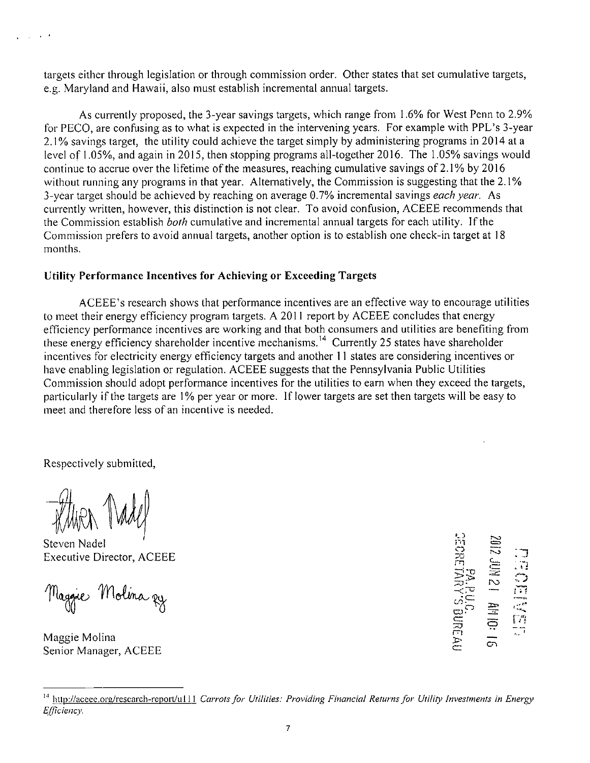targets either through legislation or through commission order. Other states that set cumulative targets, e.g. Maryland and Hawaii, also must establish incremental annual targets.

As currently proposed, the 3-year savings targets, which range from 1.6% for West Penn to 2.9% for PECO, are confusing as to what is expected in the intervening years. For example with PPL's 3-year 2.1% savings target, the utility could achieve the target simply by administering programs in 2014 at a level of 1.05%, and again in 2015, then stopping programs all-together 2016. The 1.05% savings would continue to accrue over the lifetime of the measures, reaching cumulative savings of 2.1% by 2016 without running any programs in that year. Alternatively, the Commission is suggesting that the 2.1% 3-year target should be achieved by reaching on average 0.7% incremental savings *each year*. As currently written, however, this distinction is not clear. To avoid confusion, ACEEE recommends that the Commission establish *both* cumulative and incremental annual targets for each utility. If the Commission prefers to avoid annual targets, another option is to establish one check-in target at 18 months.

**Utility Performance Incentives for Achieving or Exceeding Targets**

ACEEE's research shows that performance incentives are an effective way to encourage utilities to meet their energy efficiency program targets. A 2011 report by ACEEE concludes that energy efficiency performance incentives are working and that both consumers and utilities are benefiting from these energy efficiency shareholder incentive mechanisms.[14] Currently 25 states have shareholder incentives for electricity energy efficiency targets and another 11 states are considering incentives or have enabling legislation or regulation. ACEEE suggests that the Pennsylvania Public Utilities Commission should adopt performance incentives for the utilities to earn when they exceed the targets, particularly if the targets are 1% per year or more. If lower targets are set then targets will be easy to meet and therefore less of an incentive is needed.

Respectively submitted,

Steven Nadel
Executive Director, ACEEE

Maggie Molina
Senior Manager, ACEEE

RECEIVED
2012 JUN 21 AM 10: 16
PA.P.U.C.
SECRETARY'S BUREAU

---

[14] http://aceee.org/research-report/u111 *Carrots for Utilities: Providing Financial Returns for Utility Investments in Energy Efficiency.*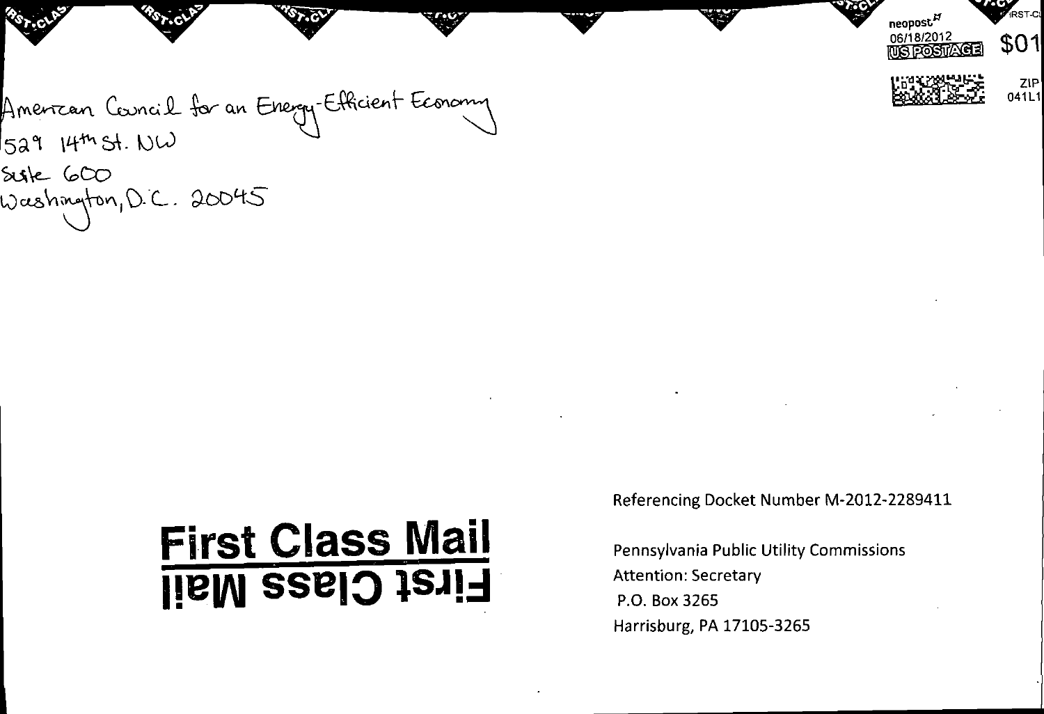neopost
06/18/2012
US POSTAGE
$01

ZIP
041L1

American Council for an Energy-Efficient Economy
529 14th St. NW
Suite 600
Washington, D.C. 20045

**First Class Mail**

Referencing Docket Number M-2012-2289411

Pennsylvania Public Utility Commissions
Attention: Secretary
P.O. Box 3265
Harrisburg, PA 17105-3265